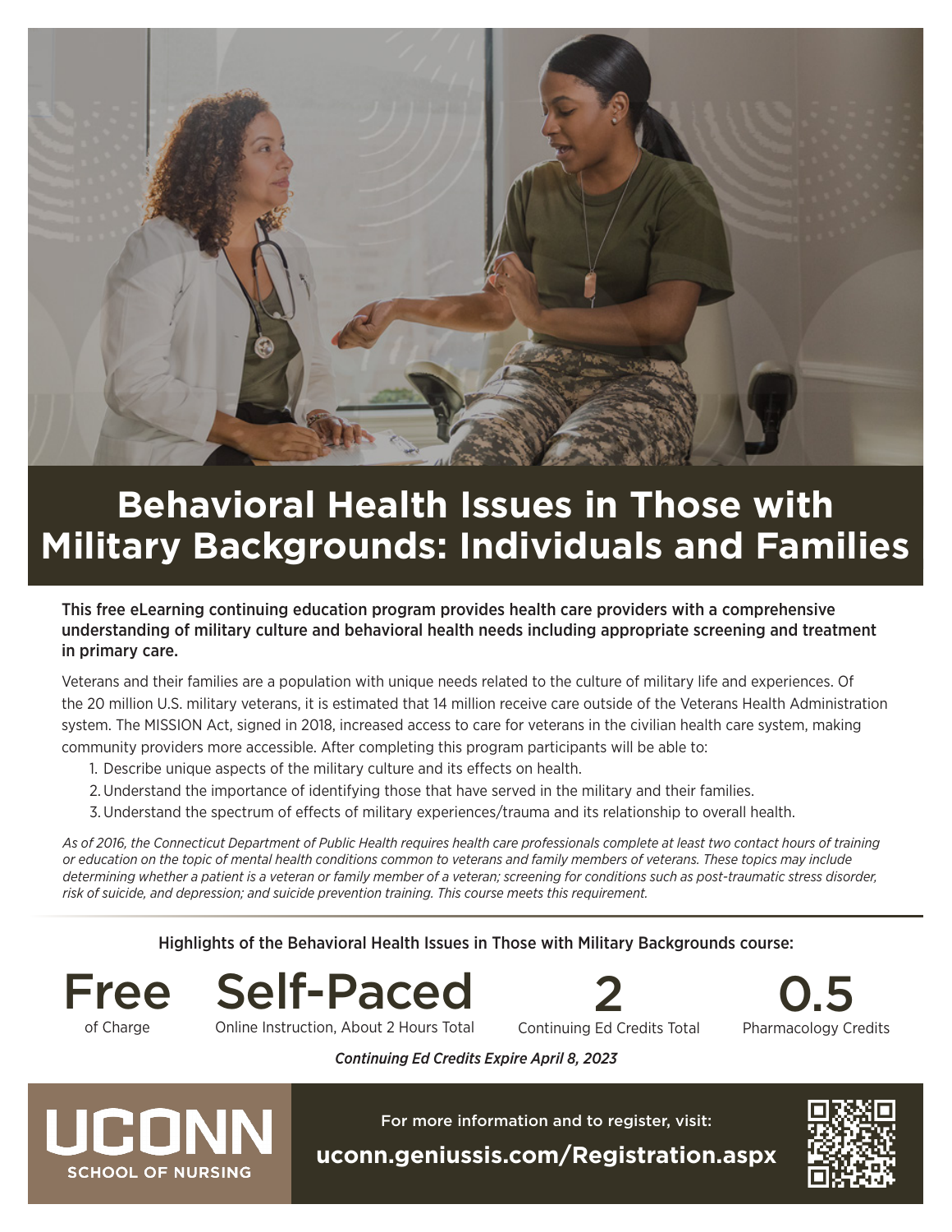# Behavioral Health Issues in Those with Military Backgrounds: Individuals and Families

**This free eLearning continuing education program provides health care providers with a comprehensive understanding of military culture and behavioral health needs including appropriate screening and treatment in primary care.**

Veterans and their families are a population with unique needs related to the culture of military life and experiences. Of the 20 million U.S. military veterans, it is estimated that 14 million receive care outside of the Veterans Health Administration system. The MISSION Act, signed in 2018, increased access to care for veterans in the civilian health care system, making community providers more accessible. After completing this program participants will be able to:

1. Describe unique aspects of the military culture and its effects on health.
2. Understand the importance of identifying those that have served in the military and their families.
3. Understand the spectrum of effects of military experiences/trauma and its relationship to overall health.

*As of 2016, the Connecticut Department of Public Health requires health care professionals complete at least two contact hours of training or education on the topic of mental health conditions common to veterans and family members of veterans. These topics may include determining whether a patient is a veteran or family member of a veteran; screening for conditions such as post-traumatic stress disorder, risk of suicide, and depression; and suicide prevention training. This course meets this requirement.*

Highlights of the Behavioral Health Issues in Those with Military Backgrounds course:

**Free**
of Charge

**Self-Paced**
Online Instruction, About 2 Hours Total

**2**
Continuing Ed Credits Total

**0.5**
Pharmacology Credits

*Continuing Ed Credits Expire April 8, 2023*

**UCONN**
**SCHOOL OF NURSING**

For more information and to register, visit:

**uconn.geniussis.com/Registration.aspx**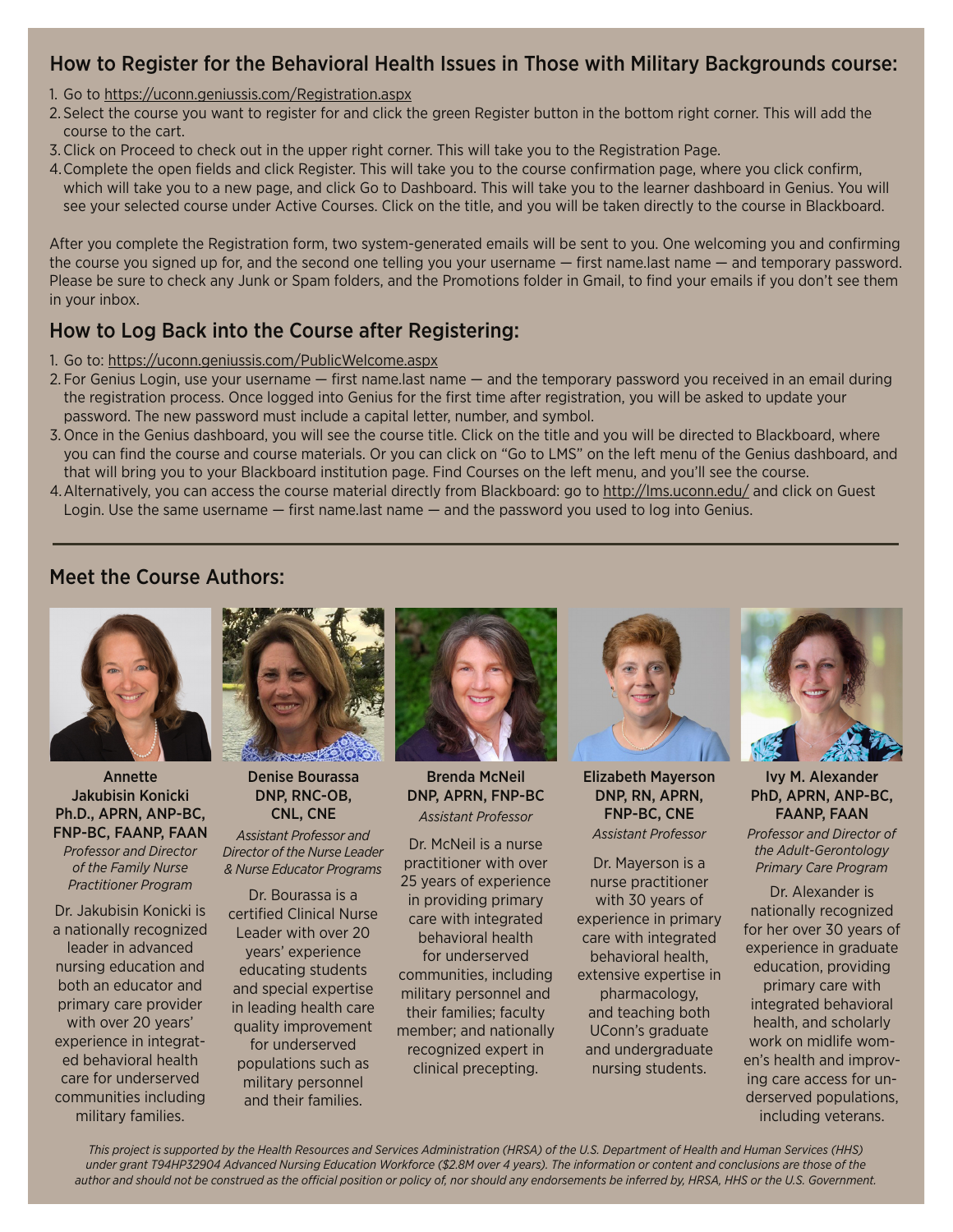## How to Register for the Behavioral Health Issues in Those with Military Backgrounds course:

1. Go to https://uconn.geniussis.com/Registration.aspx
2. Select the course you want to register for and click the green Register button in the bottom right corner. This will add the course to the cart.
3. Click on Proceed to check out in the upper right corner. This will take you to the Registration Page.
4. Complete the open fields and click Register. This will take you to the course confirmation page, where you click confirm, which will take you to a new page, and click Go to Dashboard. This will take you to the learner dashboard in Genius. You will see your selected course under Active Courses. Click on the title, and you will be taken directly to the course in Blackboard.

After you complete the Registration form, two system-generated emails will be sent to you. One welcoming you and confirming the course you signed up for, and the second one telling you your username — first name.last name — and temporary password. Please be sure to check any Junk or Spam folders, and the Promotions folder in Gmail, to find your emails if you don't see them in your inbox.

## How to Log Back into the Course after Registering:

1. Go to: https://uconn.geniussis.com/PublicWelcome.aspx
2. For Genius Login, use your username — first name.last name — and the temporary password you received in an email during the registration process. Once logged into Genius for the first time after registration, you will be asked to update your password. The new password must include a capital letter, number, and symbol.
3. Once in the Genius dashboard, you will see the course title. Click on the title and you will be directed to Blackboard, where you can find the course and course materials. Or you can click on "Go to LMS" on the left menu of the Genius dashboard, and that will bring you to your Blackboard institution page. Find Courses on the left menu, and you'll see the course.
4. Alternatively, you can access the course material directly from Blackboard: go to http://lms.uconn.edu/ and click on Guest Login. Use the same username — first name.last name — and the password you used to log into Genius.

## Meet the Course Authors:

**Annette Jakubisin Konicki Ph.D., APRN, ANP-BC, FNP-BC, FAANP, FAAN**
*Professor and Director of the Family Nurse Practitioner Program*

Dr. Jakubisin Konicki is a nationally recognized leader in advanced nursing education and both an educator and primary care provider with over 20 years' experience in integrated behavioral health care for underserved communities including military families.

**Denise Bourassa DNP, RNC-OB, CNL, CNE**
*Assistant Professor and Director of the Nurse Leader & Nurse Educator Programs*

Dr. Bourassa is a certified Clinical Nurse Leader with over 20 years' experience educating students and special expertise in leading health care quality improvement for underserved populations such as military personnel and their families.

**Brenda McNeil DNP, APRN, FNP-BC**
*Assistant Professor*

Dr. McNeil is a nurse practitioner with over 25 years of experience in providing primary care with integrated behavioral health for underserved communities, including military personnel and their families; faculty member; and nationally recognized expert in clinical precepting.

**Elizabeth Mayerson DNP, RN, APRN, FNP-BC, CNE**
*Assistant Professor*

Dr. Mayerson is a nurse practitioner with 30 years of experience in primary care with integrated behavioral health, extensive expertise in pharmacology, and teaching both UConn's graduate and undergraduate nursing students.

**Ivy M. Alexander PhD, APRN, ANP-BC, FAANP, FAAN**
*Professor and Director of the Adult-Gerontology Primary Care Program*

Dr. Alexander is nationally recognized for her over 30 years of experience in graduate education, providing primary care with integrated behavioral health, and scholarly work on midlife women's health and improving care access for underserved populations, including veterans.

*This project is supported by the Health Resources and Services Administration (HRSA) of the U.S. Department of Health and Human Services (HHS) under grant T94HP32904 Advanced Nursing Education Workforce ($2.8M over 4 years). The information or content and conclusions are those of the author and should not be construed as the official position or policy of, nor should any endorsements be inferred by, HRSA, HHS or the U.S. Government.*